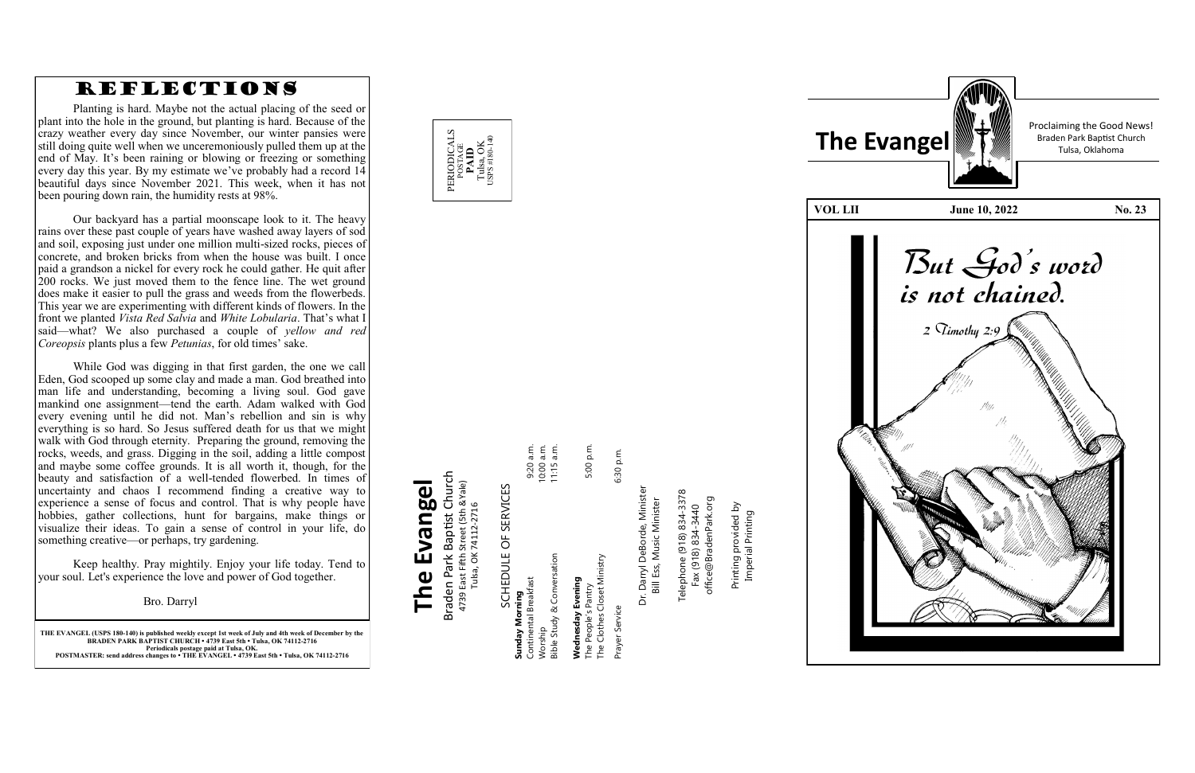# REFLECTIONS

Planting is hard. Maybe not the actual placing of the seed or plant into the hole in the ground, but planting is hard. Because of the crazy weather every day since November, our winter pansies were still doing quite well when we unceremoniously pulled them up at the end of May. It's been raining or blowing or freezing or something every day this year. By my estimate we've probably had a record 14 beautiful days since November 2021. This week, when it has not been pouring down rain, the humidity rests at 98%.

Our backyard has a partial moonscape look to it. The heavy rains over these past couple of years have washed away layers of sod and soil, exposing just under one million multi-sized rocks, pieces of concrete, and broken bricks from when the house was built. I once paid a grandson a nickel for every rock he could gather. He quit after 200 rocks. We just moved them to the fence line. The wet ground does make it easier to pull the grass and weeds from the flowerbeds. This year we are experimenting with different kinds of flowers. In the front we planted *Vista Red Salvia* and *White Lobularia*. That's what I said—what? We also purchased a couple of *yellow and red Coreopsis* plants plus a few *Petunias*, for old times' sake.

While God was digging in that first garden, the one we call Eden, God scooped up some clay and made a man. God breathed into man life and understanding, becoming a living soul. God gave mankind one assignment—tend the earth. Adam walked with God every evening until he did not. Man's rebellion and sin is why everything is so hard. So Jesus suffered death for us that we might walk with God through eternity. Preparing the ground, removing the rocks, weeds, and grass. Digging in the soil, adding a little compost and maybe some coffee grounds. It is all worth it, though, for the beauty and satisfaction of a well-tended flowerbed. In times of uncertainty and chaos I recommend finding a creative way to experience a sense of focus and control. That is why people have hobbies, gather collections, hunt for bargains, make things or visualize their ideas. To gain a sense of control in your life, do something creative—or perhaps, try gardening.

Keep healthy. Pray mightily. Enjoy your life today. Tend to your soul. Let's experience the love and power of God together.

Bro. Darryl

**THE EVANGEL (USPS 180-140) is published weekly except 1st week of July and 4th week of December by the BRADEN PARK BAPTIST CHURCH • 4739 East 5th • Tulsa, OK 74112-2716**
**Periodicals postage paid at Tulsa, OK.**
**POSTMASTER: send address changes to • THE EVANGEL • 4739 East 5th • Tulsa, OK 74112-2716**

PERIODICALS
POSTAGE
**PAID**
Tulsa, OK
USPS #180-140

# The Evangel

Braden Park Baptist Church
4739 East Fifth Street (5th & Yale)
Tulsa, OK 74112-2716

## SCHEDULE OF SERVICES

**Sunday Morning**

| | |
|---|---|
| Continental Breakfast | 9:20 a.m. |
| Worship | 10:00 a.m. |
| Bible Study & Conversation | 11:15 a.m. |

**Wednesday Evening**

| | |
|---|---|
| The People's Pantry | 5:00 p.m. |
| The Clothes Closet Ministry | |
| Prayer Service | 6:30 p.m. |

Dr. Darryl DeBorde, Minister
Bill Ess, Music Minister

Telephone (918) 834-3378
Fax (918) 834-3440
office@BradenPark.org

Printing provided by
Imperial Printing

# The Evangel

Proclaiming the Good News!
Braden Park Baptist Church
Tulsa, Oklahoma

**VOL LII** **June 10, 2022** **No. 23**

*But God's word is not chained.*

*2 Timothy 2:9*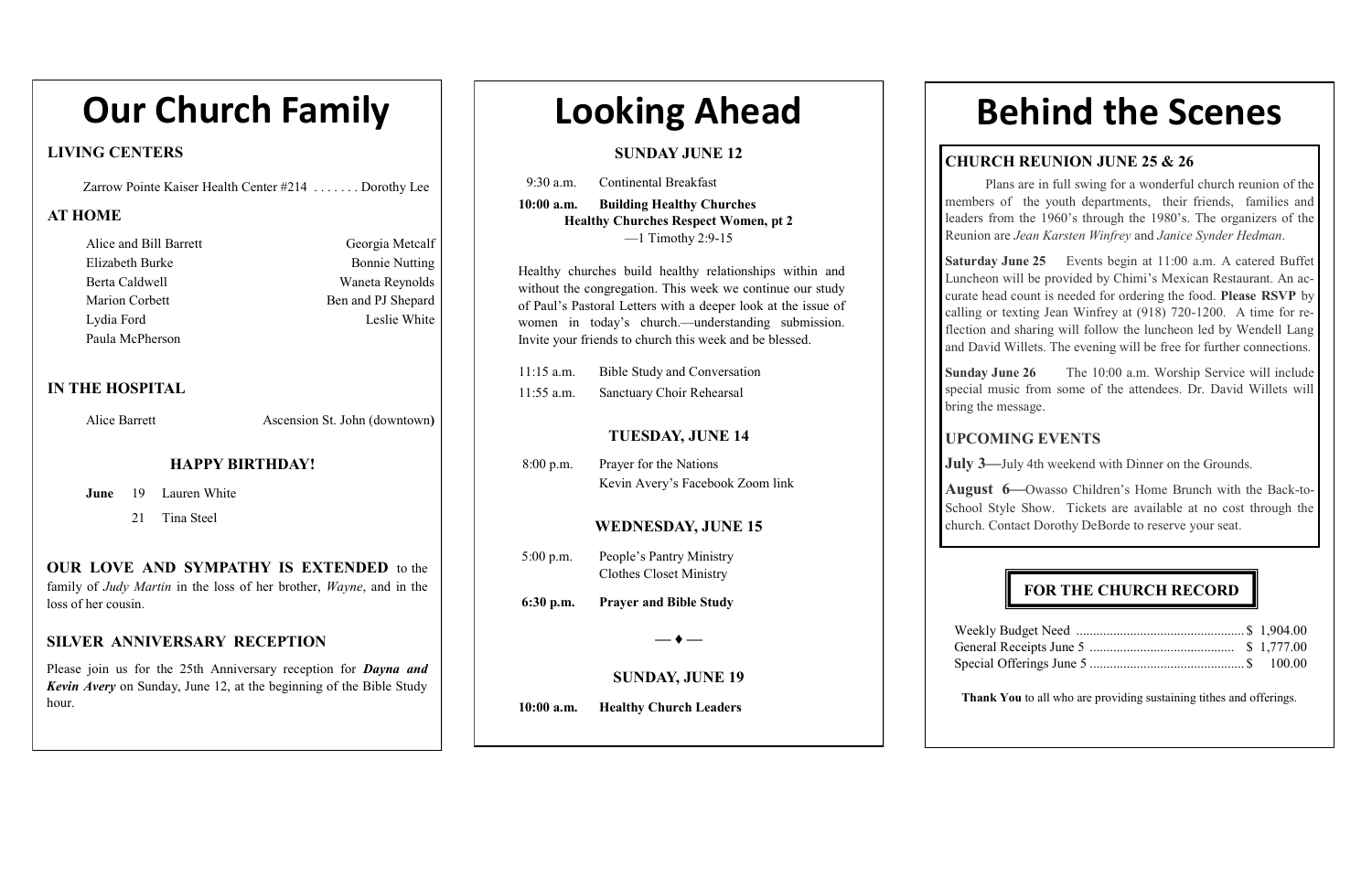# Our Church Family

## LIVING CENTERS

Zarrow Pointe Kaiser Health Center #214 . . . . . . . Dorothy Lee

## AT HOME

| | |
|---|---|
| Alice and Bill Barrett | Georgia Metcalf |
| Elizabeth Burke | Bonnie Nutting |
| Berta Caldwell | Waneta Reynolds |
| Marion Corbett | Ben and PJ Shepard |
| Lydia Ford | Leslie White |
| Paula McPherson | |

## IN THE HOSPITAL

Alice Barrett — Ascension St. John (downtown)

### HAPPY BIRTHDAY!

**June** 19 Lauren White

21 Tina Steel

**OUR LOVE AND SYMPATHY IS EXTENDED** to the family of *Judy Martin* in the loss of her brother, *Wayne*, and in the loss of her cousin.

## SILVER ANNIVERSARY RECEPTION

Please join us for the 25th Anniversary reception for ***Dayna and Kevin Avery*** on Sunday, June 12, at the beginning of the Bible Study hour.

# Looking Ahead

### SUNDAY JUNE 12

9:30 a.m. Continental Breakfast

**10:00 a.m. Building Healthy Churches**
**Healthy Churches Respect Women, pt 2**
—1 Timothy 2:9-15

Healthy churches build healthy relationships within and without the congregation. This week we continue our study of Paul's Pastoral Letters with a deeper look at the issue of women in today's church.—understanding submission. Invite your friends to church this week and be blessed.

11:15 a.m. Bible Study and Conversation

11:55 a.m. Sanctuary Choir Rehearsal

### TUESDAY, JUNE 14

8:00 p.m. Prayer for the Nations
Kevin Avery's Facebook Zoom link

### WEDNESDAY, JUNE 15

5:00 p.m. People's Pantry Ministry
Clothes Closet Ministry

**6:30 p.m. Prayer and Bible Study**

— ♦ —

### SUNDAY, JUNE 19

**10:00 a.m. Healthy Church Leaders**

# Behind the Scenes

## CHURCH REUNION JUNE 25 & 26

Plans are in full swing for a wonderful church reunion of the members of the youth departments, their friends, families and leaders from the 1960's through the 1980's. The organizers of the Reunion are *Jean Karsten Winfrey* and *Janice Synder Hedman*.

**Saturday June 25** Events begin at 11:00 a.m. A catered Buffet Luncheon will be provided by Chimi's Mexican Restaurant. An accurate head count is needed for ordering the food. **Please RSVP** by calling or texting Jean Winfrey at (918) 720-1200. A time for reflection and sharing will follow the luncheon led by Wendell Lang and David Willets. The evening will be free for further connections.

**Sunday June 26** The 10:00 a.m. Worship Service will include special music from some of the attendees. Dr. David Willets will bring the message.

## UPCOMING EVENTS

**July 3—**July 4th weekend with Dinner on the Grounds.

**August 6—**Owasso Children's Home Brunch with the Back-to-School Style Show. Tickets are available at no cost through the church. Contact Dorothy DeBorde to reserve your seat.

### FOR THE CHURCH RECORD

| | |
|---|---|
| Weekly Budget Need | $ 1,904.00 |
| General Receipts June 5 | $ 1,777.00 |
| Special Offerings June 5 | $ 100.00 |

**Thank You** to all who are providing sustaining tithes and offerings.